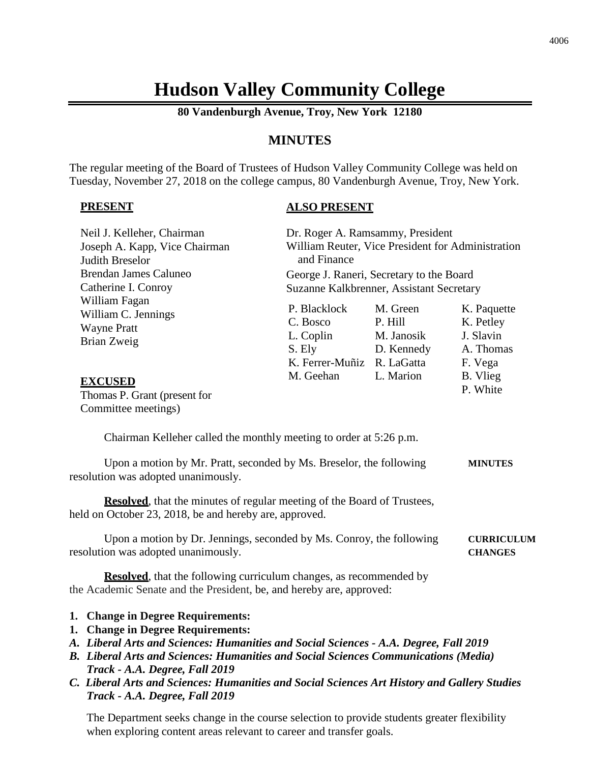# Hudson Valley Community College

**80 Vandenburgh Avenue, Troy, New York 12180**

## MINUTES

The regular meeting of the Board of Trustees of Hudson Valley Community College was held on Tuesday, November 27, 2018 on the college campus, 80 Vandenburgh Avenue, Troy, New York.

**PRESENT**

Neil J. Kelleher, Chairman
Joseph A. Kapp, Vice Chairman
Judith Breselor
Brendan James Caluneo
Catherine I. Conroy
William Fagan
William C. Jennings
Wayne Pratt
Brian Zweig

**EXCUSED**

Thomas P. Grant (present for Committee meetings)

**ALSO PRESENT**

Dr. Roger A. Ramsammy, President
William Reuter, Vice President for Administration and Finance
George J. Raneri, Secretary to the Board
Suzanne Kalkbrenner, Assistant Secretary

| | | |
|---|---|---|
| P. Blacklock | M. Green | K. Paquette |
| C. Bosco | P. Hill | K. Petley |
| L. Coplin | M. Janosik | J. Slavin |
| S. Ely | D. Kennedy | A. Thomas |
| K. Ferrer-Muñiz | R. LaGatta | F. Vega |
| M. Geehan | L. Marion | B. Vlieg |
| | | P. White |

Chairman Kelleher called the monthly meeting to order at 5:26 p.m.

**MINUTES**

Upon a motion by Mr. Pratt, seconded by Ms. Breselor, the following resolution was adopted unanimously.

**Resolved**, that the minutes of regular meeting of the Board of Trustees, held on October 23, 2018, be and hereby are, approved.

**CURRICULUM CHANGES**

Upon a motion by Dr. Jennings, seconded by Ms. Conroy, the following resolution was adopted unanimously.

**Resolved**, that the following curriculum changes, as recommended by the Academic Senate and the President, be, and hereby are, approved:

1. **Change in Degree Requirements:**
1. **Change in Degree Requirements:**

*A. **Liberal Arts and Sciences: Humanities and Social Sciences - A.A. Degree, Fall 2019***
*B. **Liberal Arts and Sciences: Humanities and Social Sciences Communications (Media) Track - A.A. Degree, Fall 2019***
*C. **Liberal Arts and Sciences: Humanities and Social Sciences Art History and Gallery Studies Track - A.A. Degree, Fall 2019***

The Department seeks change in the course selection to provide students greater flexibility when exploring content areas relevant to career and transfer goals.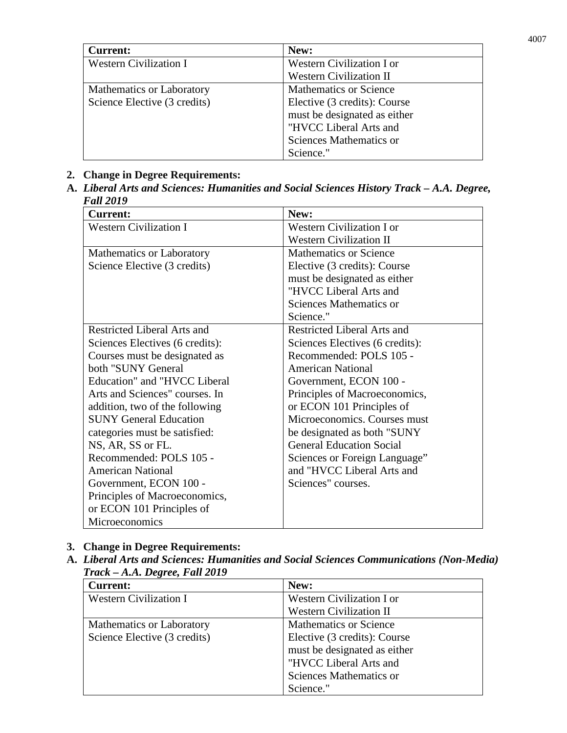| Current: | New: |
| --- | --- |
| Western Civilization I | Western Civilization I or Western Civilization II |
| Mathematics or Laboratory Science Elective (3 credits) | Mathematics or Science Elective (3 credits): Course must be designated as either "HVCC Liberal Arts and Sciences Mathematics or Science." |

**2. Change in Degree Requirements:**

**A. *Liberal Arts and Sciences: Humanities and Social Sciences History Track – A.A. Degree, Fall 2019***

| Current: | New: |
| --- | --- |
| Western Civilization I | Western Civilization I or Western Civilization II |
| Mathematics or Laboratory Science Elective (3 credits) | Mathematics or Science Elective (3 credits): Course must be designated as either "HVCC Liberal Arts and Sciences Mathematics or Science." |
| Restricted Liberal Arts and Sciences Electives (6 credits): Courses must be designated as both "SUNY General Education" and "HVCC Liberal Arts and Sciences" courses. In addition, two of the following SUNY General Education categories must be satisfied: NS, AR, SS or FL. Recommended: POLS 105 - American National Government, ECON 100 - Principles of Macroeconomics, or ECON 101 Principles of Microeconomics | Restricted Liberal Arts and Sciences Electives (6 credits): Recommended: POLS 105 - American National Government, ECON 100 - Principles of Macroeconomics, or ECON 101 Principles of Microeconomics. Courses must be designated as both "SUNY General Education Social Sciences or Foreign Language" and "HVCC Liberal Arts and Sciences" courses. |

**3. Change in Degree Requirements:**

**A. *Liberal Arts and Sciences: Humanities and Social Sciences Communications (Non-Media) Track – A.A. Degree, Fall 2019***

| Current: | New: |
| --- | --- |
| Western Civilization I | Western Civilization I or Western Civilization II |
| Mathematics or Laboratory Science Elective (3 credits) | Mathematics or Science Elective (3 credits): Course must be designated as either "HVCC Liberal Arts and Sciences Mathematics or Science." |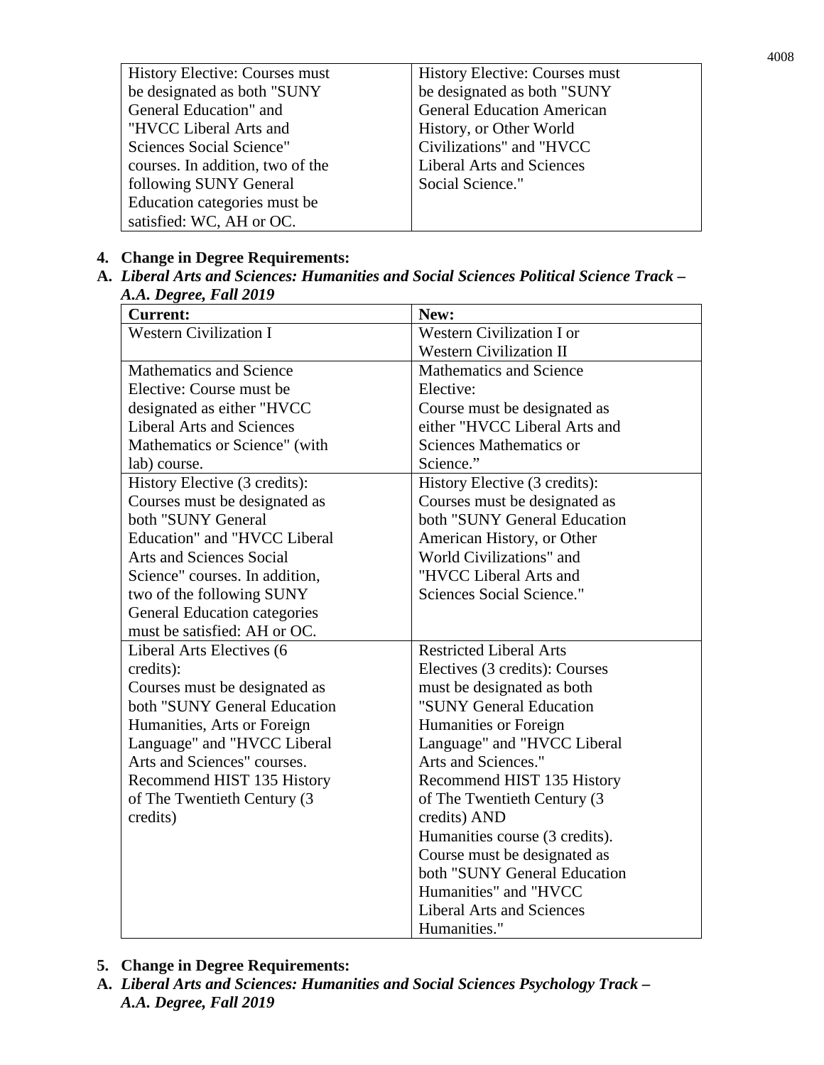| | |
|---|---|
| History Elective: Courses must be designated as both "SUNY General Education" and "HVCC Liberal Arts and Sciences Social Science" courses. In addition, two of the following SUNY General Education categories must be satisfied: WC, AH or OC. | History Elective: Courses must be designated as both "SUNY General Education American History, or Other World Civilizations" and "HVCC Liberal Arts and Sciences Social Science." |

**4. Change in Degree Requirements:**

**A. *Liberal Arts and Sciences: Humanities and Social Sciences Political Science Track – A.A. Degree, Fall 2019***

| Current: | New: |
|---|---|
| Western Civilization I | Western Civilization I or Western Civilization II |
| Mathematics and Science Elective: Course must be designated as either "HVCC Liberal Arts and Sciences Mathematics or Science" (with lab) course. | Mathematics and Science Elective: Course must be designated as either "HVCC Liberal Arts and Sciences Mathematics or Science." |
| History Elective (3 credits): Courses must be designated as both "SUNY General Education" and "HVCC Liberal Arts and Sciences Social Science" courses. In addition, two of the following SUNY General Education categories must be satisfied: AH or OC. | History Elective (3 credits): Courses must be designated as both "SUNY General Education American History, or Other World Civilizations" and "HVCC Liberal Arts and Sciences Social Science." |
| Liberal Arts Electives (6 credits): Courses must be designated as both "SUNY General Education Humanities, Arts or Foreign Language" and "HVCC Liberal Arts and Sciences" courses. Recommend HIST 135 History of The Twentieth Century (3 credits) | Restricted Liberal Arts Electives (3 credits): Courses must be designated as both "SUNY General Education Humanities or Foreign Language" and "HVCC Liberal Arts and Sciences." Recommend HIST 135 History of The Twentieth Century (3 credits) AND Humanities course (3 credits). Course must be designated as both "SUNY General Education Humanities" and "HVCC Liberal Arts and Sciences Humanities." |

**5. Change in Degree Requirements:**

**A. *Liberal Arts and Sciences: Humanities and Social Sciences Psychology Track – A.A. Degree, Fall 2019***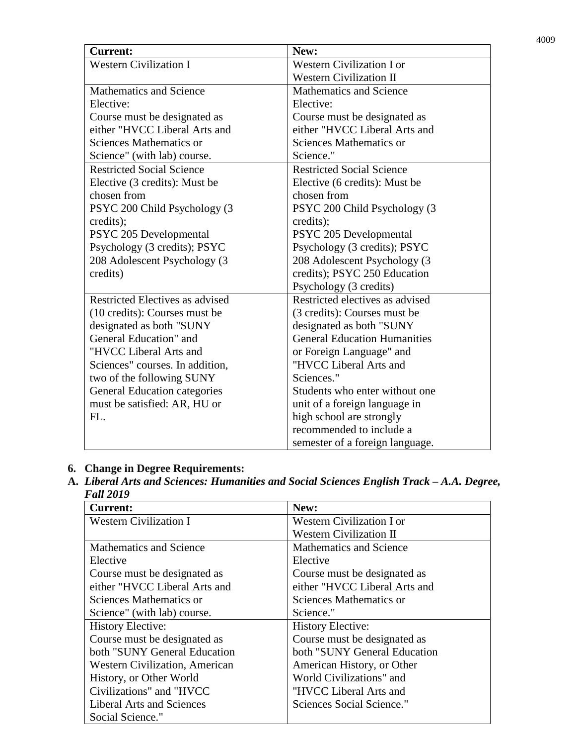| Current: | New: |
| --- | --- |
| Western Civilization I | Western Civilization I or Western Civilization II |
| Mathematics and Science Elective: Course must be designated as either "HVCC Liberal Arts and Sciences Mathematics or Science" (with lab) course. | Mathematics and Science Elective: Course must be designated as either "HVCC Liberal Arts and Sciences Mathematics or Science." |
| Restricted Social Science Elective (3 credits): Must be chosen from PSYC 200 Child Psychology (3 credits); PSYC 205 Developmental Psychology (3 credits); PSYC 208 Adolescent Psychology (3 credits) | Restricted Social Science Elective (6 credits): Must be chosen from PSYC 200 Child Psychology (3 credits); PSYC 205 Developmental Psychology (3 credits); PSYC 208 Adolescent Psychology (3 credits); PSYC 250 Education Psychology (3 credits) |
| Restricted Electives as advised (10 credits): Courses must be designated as both "SUNY General Education" and "HVCC Liberal Arts and Sciences" courses. In addition, two of the following SUNY General Education categories must be satisfied: AR, HU or FL. | Restricted electives as advised (3 credits): Courses must be designated as both "SUNY General Education Humanities or Foreign Language" and "HVCC Liberal Arts and Sciences." Students who enter without one unit of a foreign language in high school are strongly recommended to include a semester of a foreign language. |

**6. Change in Degree Requirements:**

**A. *Liberal Arts and Sciences: Humanities and Social Sciences English Track – A.A. Degree, Fall 2019***

| Current: | New: |
| --- | --- |
| Western Civilization I | Western Civilization I or Western Civilization II |
| Mathematics and Science Elective Course must be designated as either "HVCC Liberal Arts and Sciences Mathematics or Science" (with lab) course. | Mathematics and Science Elective Course must be designated as either "HVCC Liberal Arts and Sciences Mathematics or Science." |
| History Elective: Course must be designated as both "SUNY General Education Western Civilization, American History, or Other World Civilizations" and "HVCC Liberal Arts and Sciences Social Science." | History Elective: Course must be designated as both "SUNY General Education American History, or Other World Civilizations" and "HVCC Liberal Arts and Sciences Social Science." |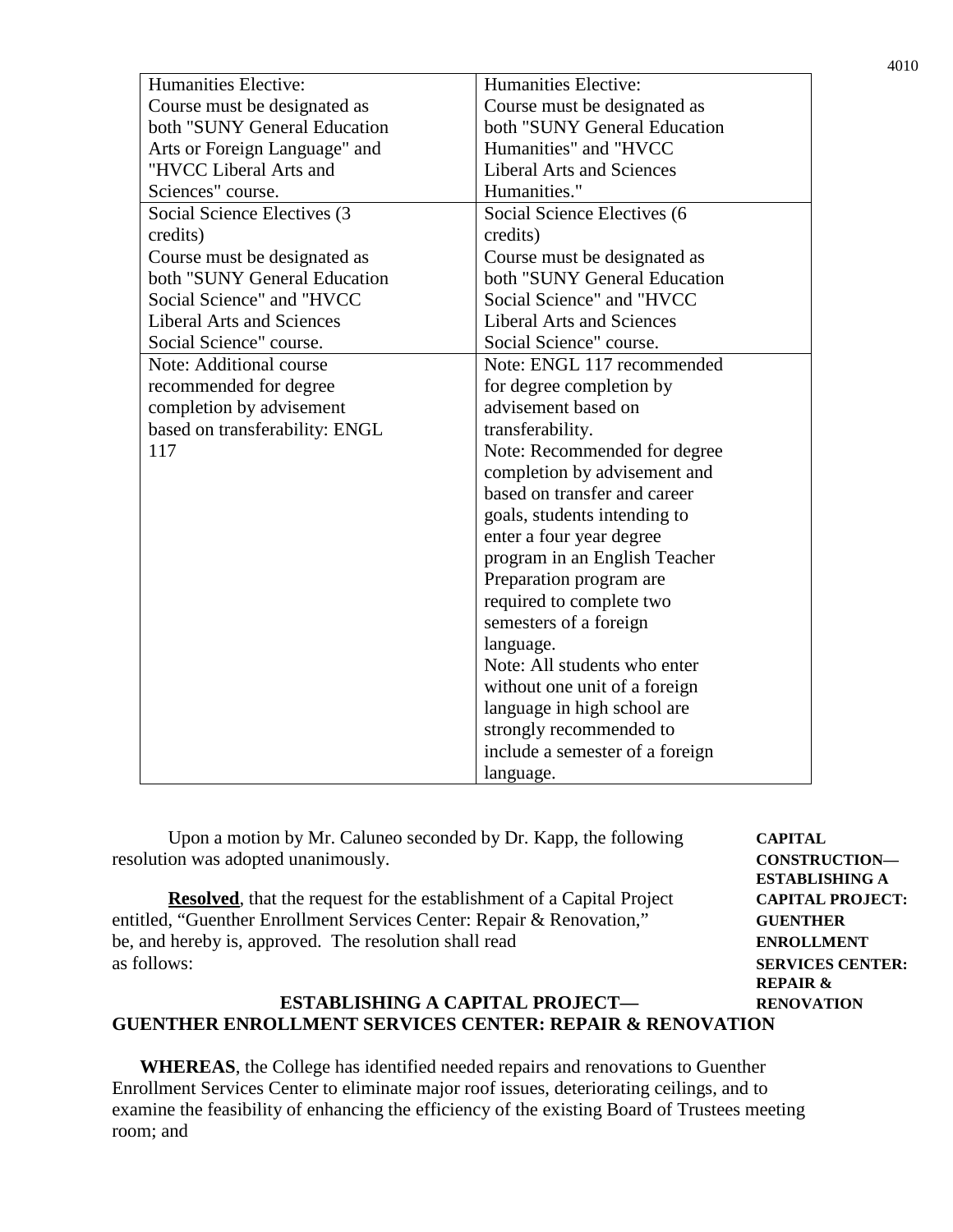| Humanities Elective: Course must be designated as both "SUNY General Education Arts or Foreign Language" and "HVCC Liberal Arts and Sciences" course. | Humanities Elective: Course must be designated as both "SUNY General Education Humanities" and "HVCC Liberal Arts and Sciences Humanities." |
|---|---|
| Social Science Electives (3 credits) Course must be designated as both "SUNY General Education Social Science" and "HVCC Liberal Arts and Sciences Social Science" course. | Social Science Electives (6 credits) Course must be designated as both "SUNY General Education Social Science" and "HVCC Liberal Arts and Sciences Social Science" course. |
| Note: Additional course recommended for degree completion by advisement based on transferability: ENGL 117 | Note: ENGL 117 recommended for degree completion by advisement based on transferability. Note: Recommended for degree completion by advisement and based on transfer and career goals, students intending to enter a four year degree program in an English Teacher Preparation program are required to complete two semesters of a foreign language. Note: All students who enter without one unit of a foreign language in high school are strongly recommended to include a semester of a foreign language. |

**CAPITAL CONSTRUCTION—ESTABLISHING A CAPITAL PROJECT: GUENTHER ENROLLMENT SERVICES CENTER: REPAIR & RENOVATION**

Upon a motion by Mr. Caluneo seconded by Dr. Kapp, the following resolution was adopted unanimously.

**Resolved**, that the request for the establishment of a Capital Project entitled, "Guenther Enrollment Services Center: Repair & Renovation," be, and hereby is, approved. The resolution shall read as follows:

**ESTABLISHING A CAPITAL PROJECT—
GUENTHER ENROLLMENT SERVICES CENTER: REPAIR & RENOVATION**

**WHEREAS**, the College has identified needed repairs and renovations to Guenther Enrollment Services Center to eliminate major roof issues, deteriorating ceilings, and to examine the feasibility of enhancing the efficiency of the existing Board of Trustees meeting room; and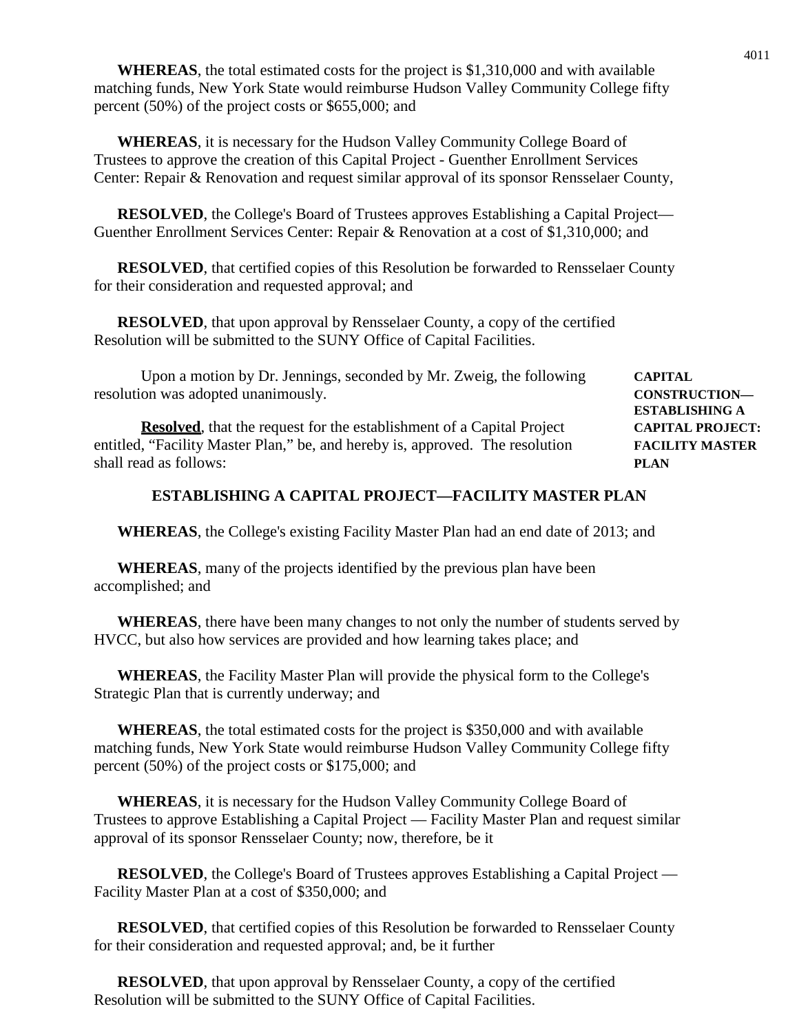**WHEREAS**, the total estimated costs for the project is $1,310,000 and with available matching funds, New York State would reimburse Hudson Valley Community College fifty percent (50%) of the project costs or $655,000; and

**WHEREAS**, it is necessary for the Hudson Valley Community College Board of Trustees to approve the creation of this Capital Project - Guenther Enrollment Services Center: Repair & Renovation and request similar approval of its sponsor Rensselaer County,

**RESOLVED**, the College's Board of Trustees approves Establishing a Capital Project—Guenther Enrollment Services Center: Repair & Renovation at a cost of $1,310,000; and

**RESOLVED**, that certified copies of this Resolution be forwarded to Rensselaer County for their consideration and requested approval; and

**RESOLVED**, that upon approval by Rensselaer County, a copy of the certified Resolution will be submitted to the SUNY Office of Capital Facilities.

**CAPITAL CONSTRUCTION—ESTABLISHING A CAPITAL PROJECT: FACILITY MASTER PLAN**

Upon a motion by Dr. Jennings, seconded by Mr. Zweig, the following resolution was adopted unanimously.

**Resolved**, that the request for the establishment of a Capital Project entitled, "Facility Master Plan," be, and hereby is, approved. The resolution shall read as follows:

**ESTABLISHING A CAPITAL PROJECT—FACILITY MASTER PLAN**

**WHEREAS**, the College's existing Facility Master Plan had an end date of 2013; and

**WHEREAS**, many of the projects identified by the previous plan have been accomplished; and

**WHEREAS**, there have been many changes to not only the number of students served by HVCC, but also how services are provided and how learning takes place; and

**WHEREAS**, the Facility Master Plan will provide the physical form to the College's Strategic Plan that is currently underway; and

**WHEREAS**, the total estimated costs for the project is $350,000 and with available matching funds, New York State would reimburse Hudson Valley Community College fifty percent (50%) of the project costs or $175,000; and

**WHEREAS**, it is necessary for the Hudson Valley Community College Board of Trustees to approve Establishing a Capital Project — Facility Master Plan and request similar approval of its sponsor Rensselaer County; now, therefore, be it

**RESOLVED**, the College's Board of Trustees approves Establishing a Capital Project — Facility Master Plan at a cost of $350,000; and

**RESOLVED**, that certified copies of this Resolution be forwarded to Rensselaer County for their consideration and requested approval; and, be it further

**RESOLVED**, that upon approval by Rensselaer County, a copy of the certified Resolution will be submitted to the SUNY Office of Capital Facilities.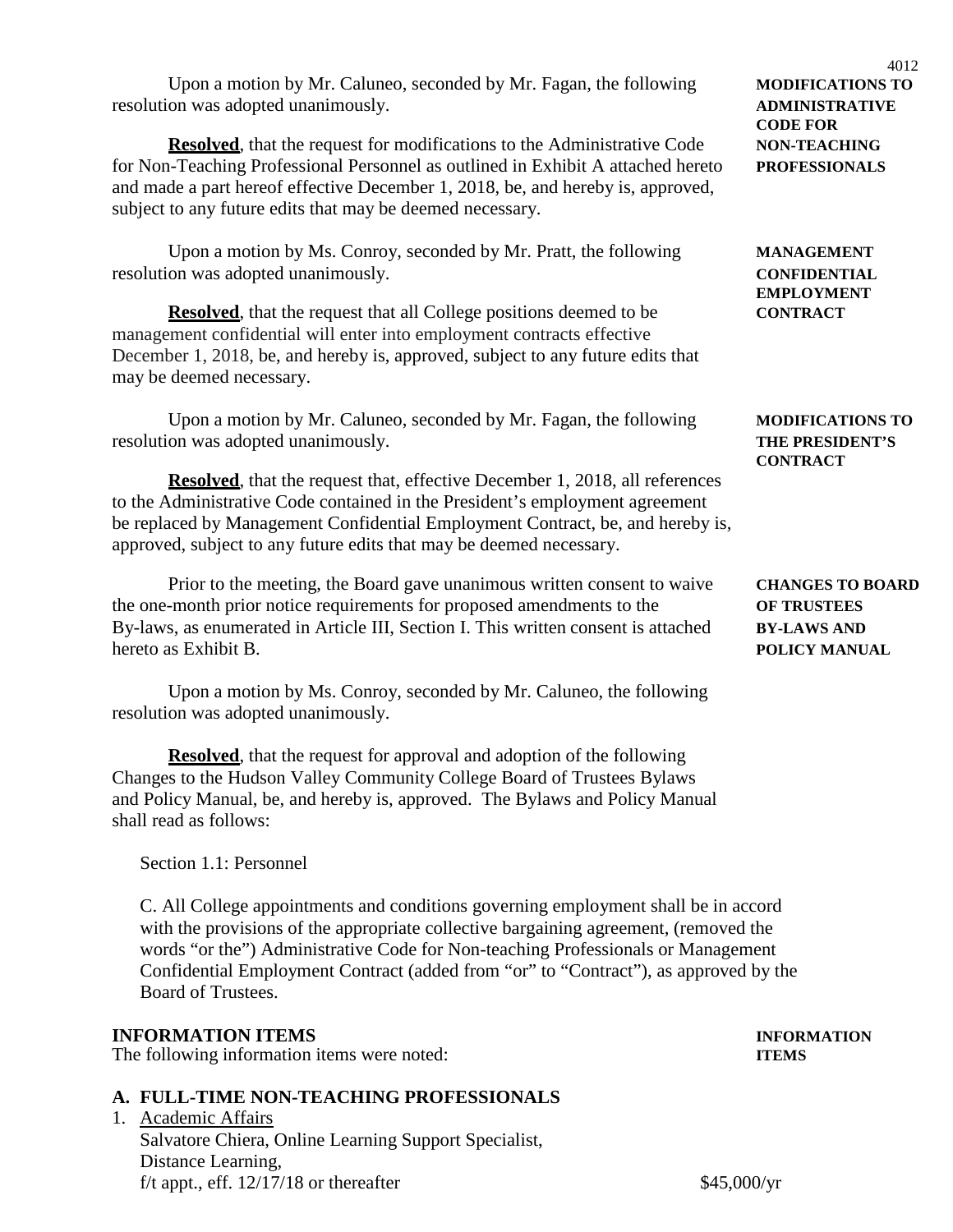Upon a motion by Mr. Caluneo, seconded by Mr. Fagan, the following resolution was adopted unanimously.

**MODIFICATIONS TO ADMINISTRATIVE CODE FOR NON-TEACHING PROFESSIONALS**

**Resolved**, that the request for modifications to the Administrative Code for Non-Teaching Professional Personnel as outlined in Exhibit A attached hereto and made a part hereof effective December 1, 2018, be, and hereby is, approved, subject to any future edits that may be deemed necessary.

Upon a motion by Ms. Conroy, seconded by Mr. Pratt, the following resolution was adopted unanimously.

**MANAGEMENT CONFIDENTIAL EMPLOYMENT CONTRACT**

**Resolved**, that the request that all College positions deemed to be management confidential will enter into employment contracts effective December 1, 2018, be, and hereby is, approved, subject to any future edits that may be deemed necessary.

Upon a motion by Mr. Caluneo, seconded by Mr. Fagan, the following resolution was adopted unanimously.

**MODIFICATIONS TO THE PRESIDENT'S CONTRACT**

**Resolved**, that the request that, effective December 1, 2018, all references to the Administrative Code contained in the President's employment agreement be replaced by Management Confidential Employment Contract, be, and hereby is, approved, subject to any future edits that may be deemed necessary.

**CHANGES TO BOARD OF TRUSTEES BY-LAWS AND POLICY MANUAL**

Prior to the meeting, the Board gave unanimous written consent to waive the one-month prior notice requirements for proposed amendments to the By-laws, as enumerated in Article III, Section I. This written consent is attached hereto as Exhibit B.

Upon a motion by Ms. Conroy, seconded by Mr. Caluneo, the following resolution was adopted unanimously.

**Resolved**, that the request for approval and adoption of the following Changes to the Hudson Valley Community College Board of Trustees Bylaws and Policy Manual, be, and hereby is, approved. The Bylaws and Policy Manual shall read as follows:

Section 1.1: Personnel

C. All College appointments and conditions governing employment shall be in accord with the provisions of the appropriate collective bargaining agreement, (removed the words "or the") Administrative Code for Non-teaching Professionals or Management Confidential Employment Contract (added from "or" to "Contract"), as approved by the Board of Trustees.

## INFORMATION ITEMS

**INFORMATION ITEMS**

The following information items were noted:

### A. FULL-TIME NON-TEACHING PROFESSIONALS

1. Academic Affairs
   Salvatore Chiera, Online Learning Support Specialist, Distance Learning, f/t appt., eff. 12/17/18 or thereafter — $45,000/yr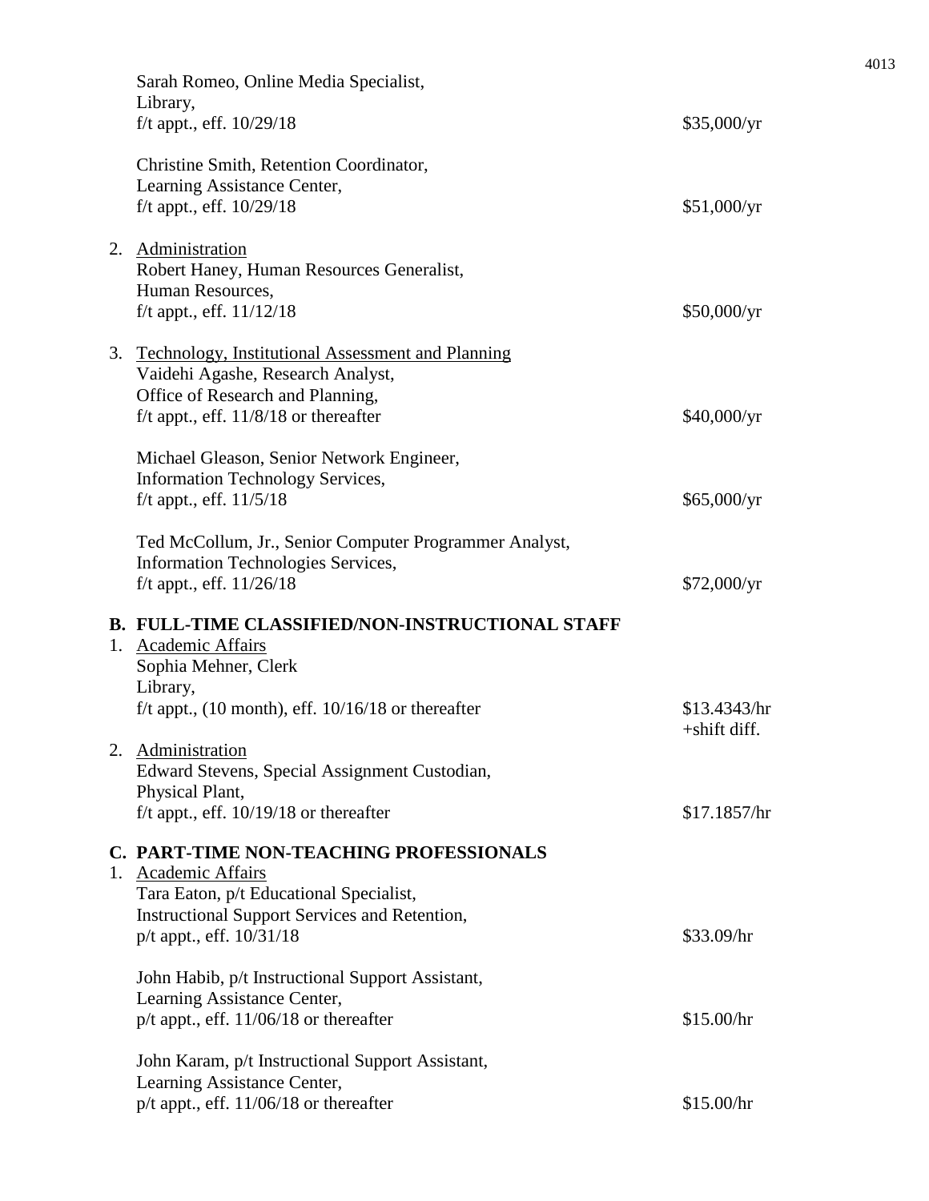Sarah Romeo, Online Media Specialist,
Library,
f/t appt., eff. 10/29/18 — $35,000/yr

Christine Smith, Retention Coordinator,
Learning Assistance Center,
f/t appt., eff. 10/29/18 — $51,000/yr

2. Administration
   Robert Haney, Human Resources Generalist,
   Human Resources,
   f/t appt., eff. 11/12/18 — $50,000/yr

3. Technology, Institutional Assessment and Planning
   Vaidehi Agashe, Research Analyst,
   Office of Research and Planning,
   f/t appt., eff. 11/8/18 or thereafter — $40,000/yr

   Michael Gleason, Senior Network Engineer,
   Information Technology Services,
   f/t appt., eff. 11/5/18 — $65,000/yr

   Ted McCollum, Jr., Senior Computer Programmer Analyst,
   Information Technologies Services,
   f/t appt., eff. 11/26/18 — $72,000/yr

**B. FULL-TIME CLASSIFIED/NON-INSTRUCTIONAL STAFF**

1. Academic Affairs
   Sophia Mehner, Clerk
   Library,
   f/t appt., (10 month), eff. 10/16/18 or thereafter — $13.4343/hr +shift diff.

2. Administration
   Edward Stevens, Special Assignment Custodian,
   Physical Plant,
   f/t appt., eff. 10/19/18 or thereafter — $17.1857/hr

**C. PART-TIME NON-TEACHING PROFESSIONALS**

1. Academic Affairs
   Tara Eaton, p/t Educational Specialist,
   Instructional Support Services and Retention,
   p/t appt., eff. 10/31/18 — $33.09/hr

   John Habib, p/t Instructional Support Assistant,
   Learning Assistance Center,
   p/t appt., eff. 11/06/18 or thereafter — $15.00/hr

   John Karam, p/t Instructional Support Assistant,
   Learning Assistance Center,
   p/t appt., eff. 11/06/18 or thereafter — $15.00/hr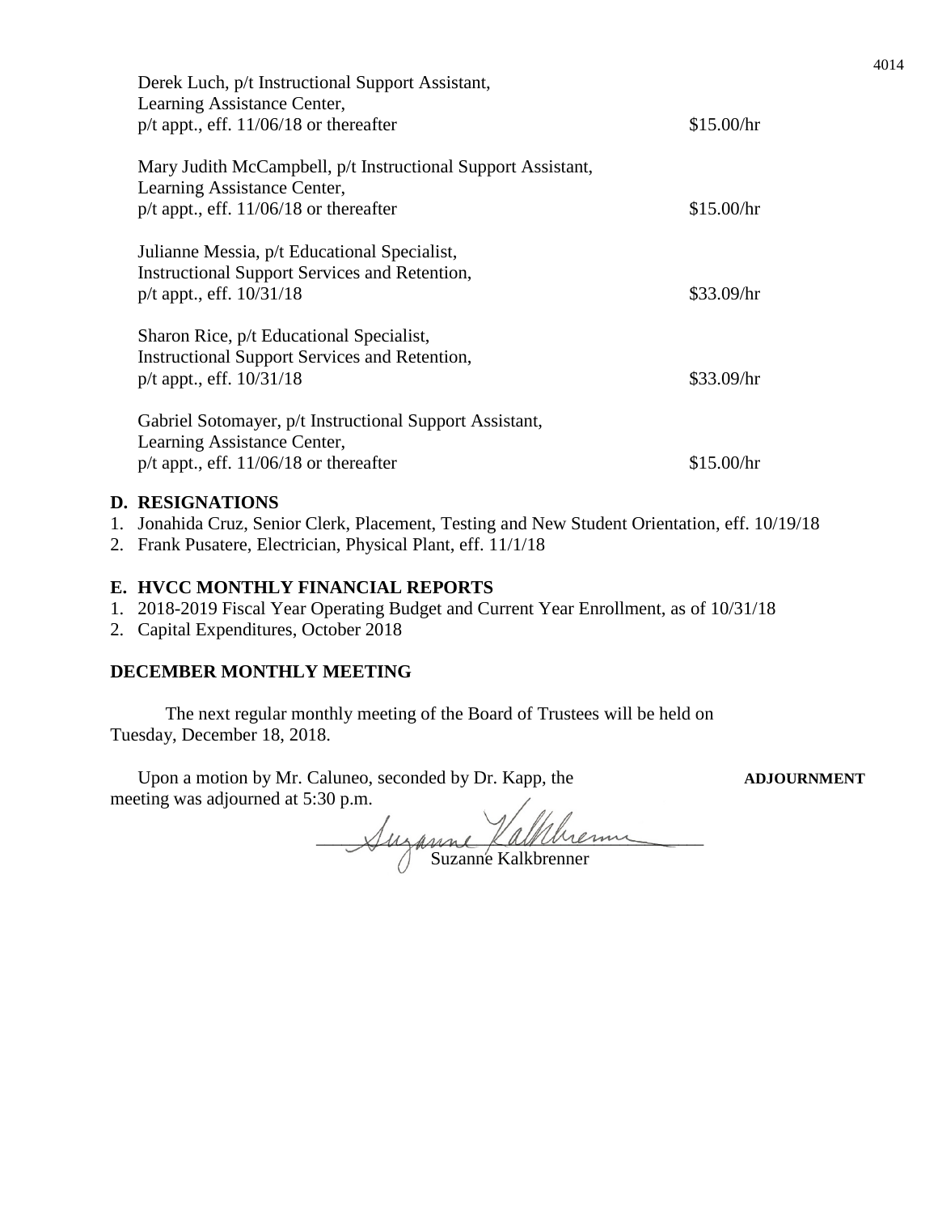Derek Luch, p/t Instructional Support Assistant,
Learning Assistance Center,
p/t appt., eff. 11/06/18 or thereafter $15.00/hr

Mary Judith McCampbell, p/t Instructional Support Assistant,
Learning Assistance Center,
p/t appt., eff. 11/06/18 or thereafter $15.00/hr

Julianne Messia, p/t Educational Specialist,
Instructional Support Services and Retention,
p/t appt., eff. 10/31/18 $33.09/hr

Sharon Rice, p/t Educational Specialist,
Instructional Support Services and Retention,
p/t appt., eff. 10/31/18 $33.09/hr

Gabriel Sotomayer, p/t Instructional Support Assistant,
Learning Assistance Center,
p/t appt., eff. 11/06/18 or thereafter $15.00/hr

**D. RESIGNATIONS**

1. Jonahida Cruz, Senior Clerk, Placement, Testing and New Student Orientation, eff. 10/19/18
2. Frank Pusatere, Electrician, Physical Plant, eff. 11/1/18

**E. HVCC MONTHLY FINANCIAL REPORTS**

1. 2018-2019 Fiscal Year Operating Budget and Current Year Enrollment, as of 10/31/18
2. Capital Expenditures, October 2018

**DECEMBER MONTHLY MEETING**

The next regular monthly meeting of the Board of Trustees will be held on Tuesday, December 18, 2018.

**ADJOURNMENT**

Upon a motion by Mr. Caluneo, seconded by Dr. Kapp, the meeting was adjourned at 5:30 p.m.

Suzanne Kalkbrenner